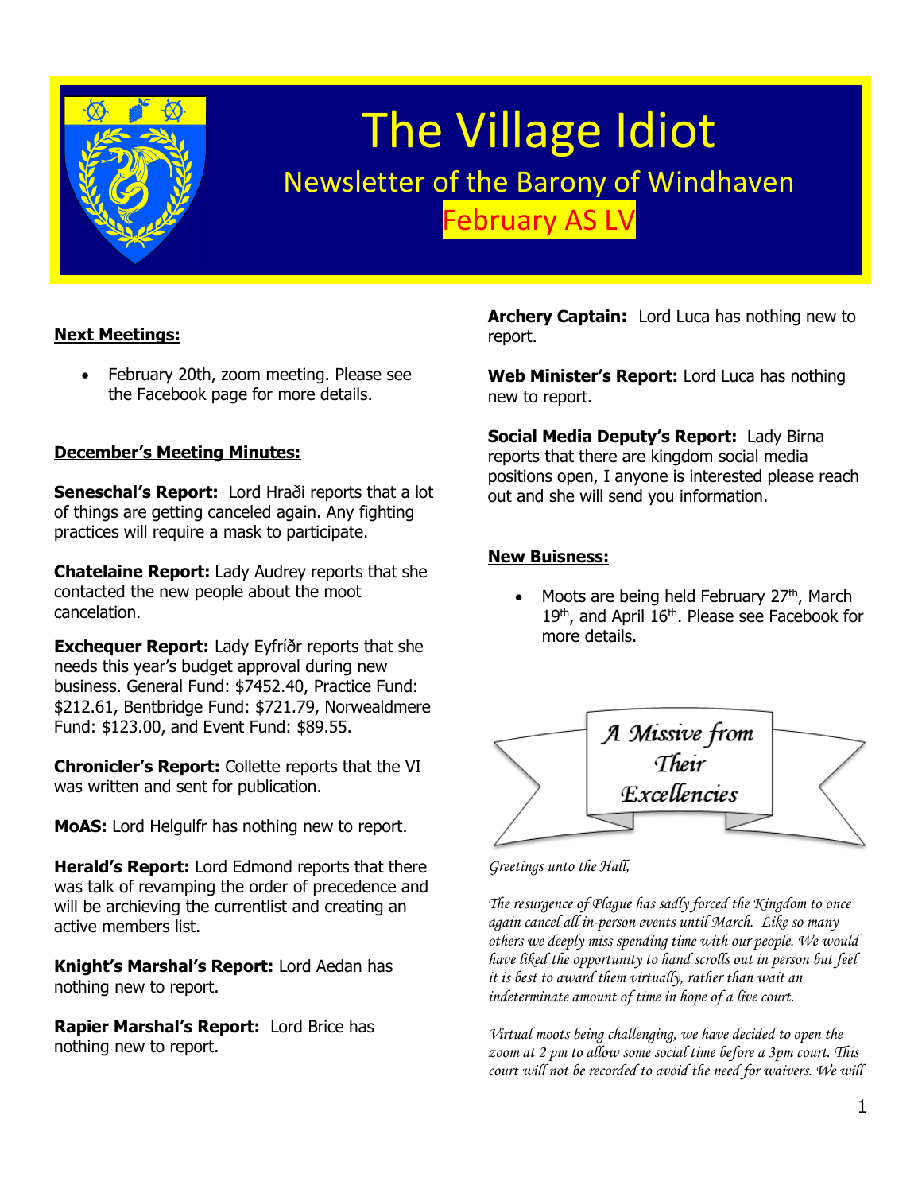# The Village Idiot

## Newsletter of the Barony of Windhaven

### February AS LV

**Next Meetings:**

- February 20th, zoom meeting. Please see the Facebook page for more details.

**December's Meeting Minutes:**

**Seneschal's Report:** Lord Hraði reports that a lot of things are getting canceled again. Any fighting practices will require a mask to participate.

**Chatelaine Report:** Lady Audrey reports that she contacted the new people about the moot cancelation.

**Exchequer Report:** Lady Eyfríðr reports that she needs this year's budget approval during new business. General Fund: $7452.40, Practice Fund: $212.61, Bentbridge Fund: $721.79, Norwealdmere Fund: $123.00, and Event Fund: $89.55.

**Chronicler's Report:** Collette reports that the VI was written and sent for publication.

**MoAS:** Lord Helgulfr has nothing new to report.

**Herald's Report:** Lord Edmond reports that there was talk of revamping the order of precedence and will be archieving the currentlist and creating an active members list.

**Knight's Marshal's Report:** Lord Aedan has nothing new to report.

**Rapier Marshal's Report:** Lord Brice has nothing new to report.

**Archery Captain:** Lord Luca has nothing new to report.

**Web Minister's Report:** Lord Luca has nothing new to report.

**Social Media Deputy's Report:** Lady Birna reports that there are kingdom social media positions open, I anyone is interested please reach out and she will send you information.

**New Buisness:**

- Moots are being held February 27th, March 19th, and April 16th. Please see Facebook for more details.

## A Missive from Their Excellencies

*Greetings unto the Hall,*

*The resurgence of Plague has sadly forced the Kingdom to once again cancel all in-person events until March. Like so many others we deeply miss spending time with our people. We would have liked the opportunity to hand scrolls out in person but feel it is best to award them virtually, rather than wait an indeterminate amount of time in hope of a live court.*

*Virtual moots being challenging, we have decided to open the zoom at 2 pm to allow some social time before a 3pm court. This court will not be recorded to avoid the need for waivers. We will*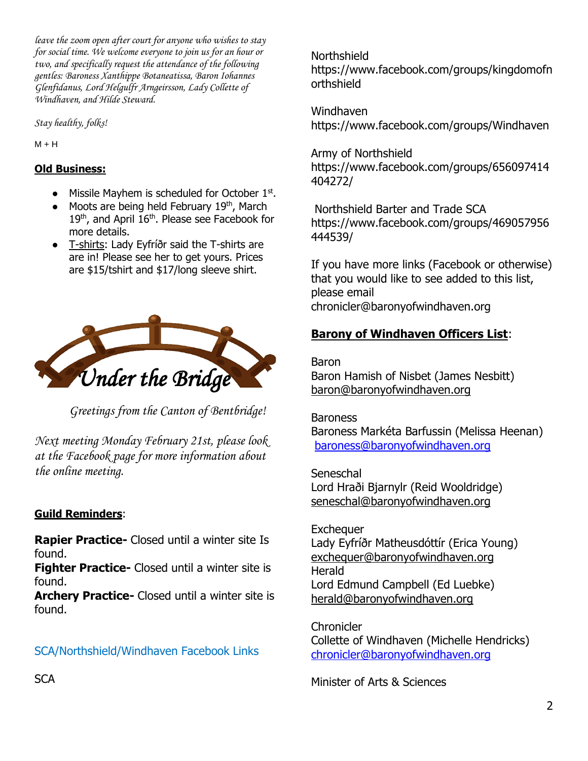*leave the zoom open after court for anyone who wishes to stay for social time. We welcome everyone to join us for an hour or two, and specifically request the attendance of the following gentles: Baroness Xanthippe Botaneatissa, Baron Iohannes Glenfidanus, Lord Helgulfr Arngeirsson, Lady Collette of Windhaven, and Hilde Steward.*

*Stay healthy, folks!*

M + H

**Old Business:**

- Missile Mayhem is scheduled for October 1st.
- Moots are being held February 19th, March 19th, and April 16th. Please see Facebook for more details.
- T-shirts: Lady Eyfríðr said the T-shirts are are in! Please see her to get yours. Prices are $15/tshirt and $17/long sleeve shirt.

## *Under the Bridge*

*Greetings from the Canton of Bentbridge!*

*Next meeting Monday February 21st, please look at the Facebook page for more information about the online meeting.*

**Guild Reminders**:

**Rapier Practice-** Closed until a winter site Is found.
**Fighter Practice-** Closed until a winter site is found.
**Archery Practice-** Closed until a winter site is found.

SCA/Northshield/Windhaven Facebook Links

SCA

Northshield
https://www.facebook.com/groups/kingdomofnorthshield

Windhaven
https://www.facebook.com/groups/Windhaven

Army of Northshield
https://www.facebook.com/groups/656097414404272/

Northshield Barter and Trade SCA
https://www.facebook.com/groups/469057956444539/

If you have more links (Facebook or otherwise) that you would like to see added to this list, please email chronicler@baronyofwindhaven.org

**Barony of Windhaven Officers List**:

Baron
Baron Hamish of Nisbet (James Nesbitt)
baron@baronyofwindhaven.org

Baroness
Baroness Markéta Barfussin (Melissa Heenan)
baroness@baronyofwindhaven.org

Seneschal
Lord Hraði Bjarnylr (Reid Wooldridge)
seneschal@baronyofwindhaven.org

Exchequer
Lady Eyfríðr Matheusdóttír (Erica Young)
exchequer@baronyofwindhaven.org
Herald
Lord Edmund Campbell (Ed Luebke)
herald@baronyofwindhaven.org

Chronicler
Collette of Windhaven (Michelle Hendricks)
chronicler@baronyofwindhaven.org

Minister of Arts & Sciences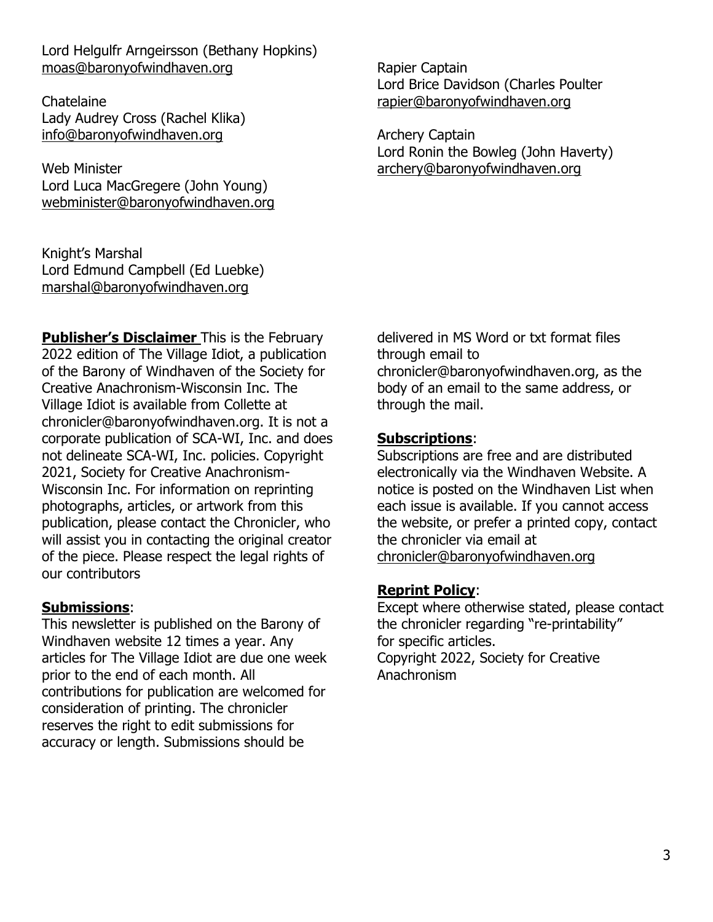Lord Helgulfr Arngeirsson (Bethany Hopkins)
moas@baronyofwindhaven.org

Chatelaine
Lady Audrey Cross (Rachel Klika)
info@baronyofwindhaven.org

Web Minister
Lord Luca MacGregere (John Young)
webminister@baronyofwindhaven.org

Knight's Marshal
Lord Edmund Campbell (Ed Luebke)
marshal@baronyofwindhaven.org

Rapier Captain
Lord Brice Davidson (Charles Poulter
rapier@baronyofwindhaven.org

Archery Captain
Lord Ronin the Bowleg (John Haverty)
archery@baronyofwindhaven.org

**Publisher's Disclaimer** This is the February 2022 edition of The Village Idiot, a publication of the Barony of Windhaven of the Society for Creative Anachronism-Wisconsin Inc. The Village Idiot is available from Collette at chronicler@baronyofwindhaven.org. It is not a corporate publication of SCA-WI, Inc. and does not delineate SCA-WI, Inc. policies. Copyright 2021, Society for Creative Anachronism-Wisconsin Inc. For information on reprinting photographs, articles, or artwork from this publication, please contact the Chronicler, who will assist you in contacting the original creator of the piece. Please respect the legal rights of our contributors

**Submissions**:
This newsletter is published on the Barony of Windhaven website 12 times a year. Any articles for The Village Idiot are due one week prior to the end of each month. All contributions for publication are welcomed for consideration of printing. The chronicler reserves the right to edit submissions for accuracy or length. Submissions should be delivered in MS Word or txt format files through email to chronicler@baronyofwindhaven.org, as the body of an email to the same address, or through the mail.

**Subscriptions**:
Subscriptions are free and are distributed electronically via the Windhaven Website. A notice is posted on the Windhaven List when each issue is available. If you cannot access the website, or prefer a printed copy, contact the chronicler via email at chronicler@baronyofwindhaven.org

**Reprint Policy**:
Except where otherwise stated, please contact the chronicler regarding "re-printability" for specific articles.
Copyright 2022, Society for Creative Anachronism